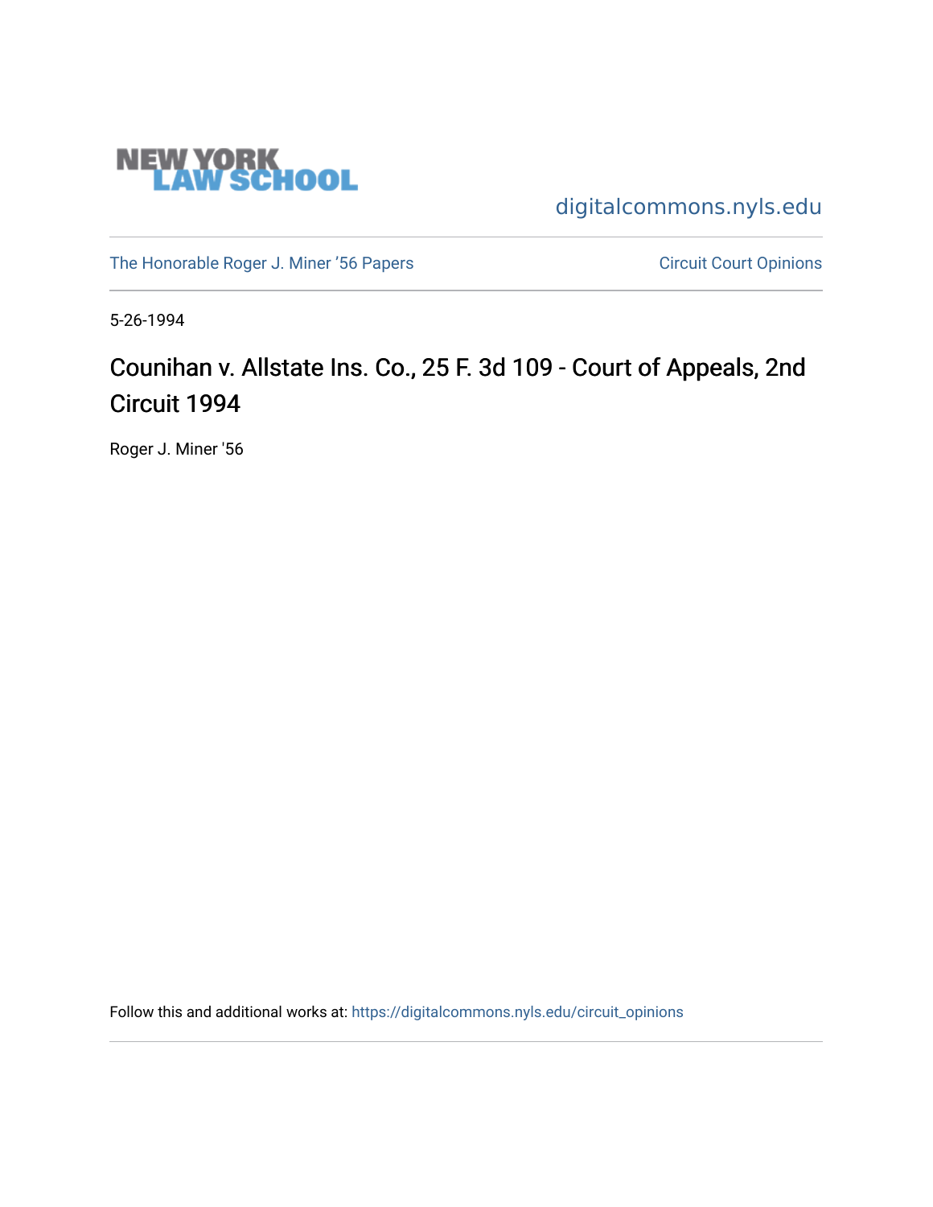NEW YORK LAW SCHOOL

digitalcommons.nyls.edu

The Honorable Roger J. Miner '56 Papers

Circuit Court Opinions

5-26-1994

# Counihan v. Allstate Ins. Co., 25 F. 3d 109 - Court of Appeals, 2nd Circuit 1994

Roger J. Miner '56

Follow this and additional works at: https://digitalcommons.nyls.edu/circuit_opinions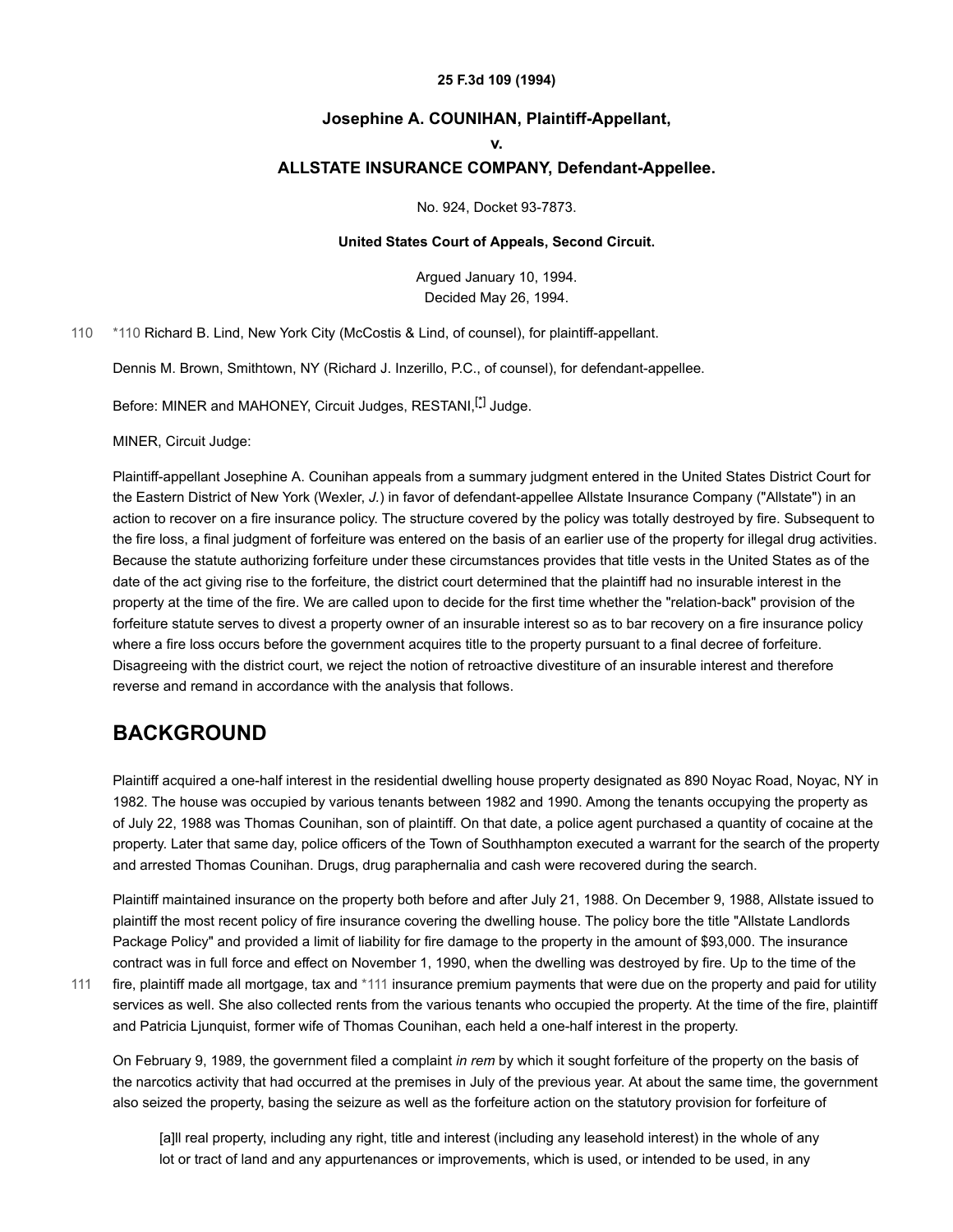**25 F.3d 109 (1994)**

**Josephine A. COUNIHAN, Plaintiff-Appellant,**

**v.**

**ALLSTATE INSURANCE COMPANY, Defendant-Appellee.**

No. 924, Docket 93-7873.

**United States Court of Appeals, Second Circuit.**

Argued January 10, 1994.
Decided May 26, 1994.

*110 Richard B. Lind, New York City (McCostis & Lind, of counsel), for plaintiff-appellant.

Dennis M. Brown, Smithtown, NY (Richard J. Inzerillo, P.C., of counsel), for defendant-appellee.

Before: MINER and MAHONEY, Circuit Judges, RESTANI,[*] Judge.

MINER, Circuit Judge:

Plaintiff-appellant Josephine A. Counihan appeals from a summary judgment entered in the United States District Court for the Eastern District of New York (Wexler, *J.*) in favor of defendant-appellee Allstate Insurance Company ("Allstate") in an action to recover on a fire insurance policy. The structure covered by the policy was totally destroyed by fire. Subsequent to the fire loss, a final judgment of forfeiture was entered on the basis of an earlier use of the property for illegal drug activities. Because the statute authorizing forfeiture under these circumstances provides that title vests in the United States as of the date of the act giving rise to the forfeiture, the district court determined that the plaintiff had no insurable interest in the property at the time of the fire. We are called upon to decide for the first time whether the "relation-back" provision of the forfeiture statute serves to divest a property owner of an insurable interest so as to bar recovery on a fire insurance policy where a fire loss occurs before the government acquires title to the property pursuant to a final decree of forfeiture. Disagreeing with the district court, we reject the notion of retroactive divestiture of an insurable interest and therefore reverse and remand in accordance with the analysis that follows.

## BACKGROUND

Plaintiff acquired a one-half interest in the residential dwelling house property designated as 890 Noyac Road, Noyac, NY in 1982. The house was occupied by various tenants between 1982 and 1990. Among the tenants occupying the property as of July 22, 1988 was Thomas Counihan, son of plaintiff. On that date, a police agent purchased a quantity of cocaine at the property. Later that same day, police officers of the Town of Southhampton executed a warrant for the search of the property and arrested Thomas Counihan. Drugs, drug paraphernalia and cash were recovered during the search.

Plaintiff maintained insurance on the property both before and after July 21, 1988. On December 9, 1988, Allstate issued to plaintiff the most recent policy of fire insurance covering the dwelling house. The policy bore the title "Allstate Landlords Package Policy" and provided a limit of liability for fire damage to the property in the amount of $93,000. The insurance contract was in full force and effect on November 1, 1990, when the dwelling was destroyed by fire. Up to the time of the fire, plaintiff made all mortgage, tax and *111 insurance premium payments that were due on the property and paid for utility services as well. She also collected rents from the various tenants who occupied the property. At the time of the fire, plaintiff and Patricia Ljunquist, former wife of Thomas Counihan, each held a one-half interest in the property.

On February 9, 1989, the government filed a complaint *in rem* by which it sought forfeiture of the property on the basis of the narcotics activity that had occurred at the premises in July of the previous year. At about the same time, the government also seized the property, basing the seizure as well as the forfeiture action on the statutory provision for forfeiture of

> [a]ll real property, including any right, title and interest (including any leasehold interest) in the whole of any lot or tract of land and any appurtenances or improvements, which is used, or intended to be used, in any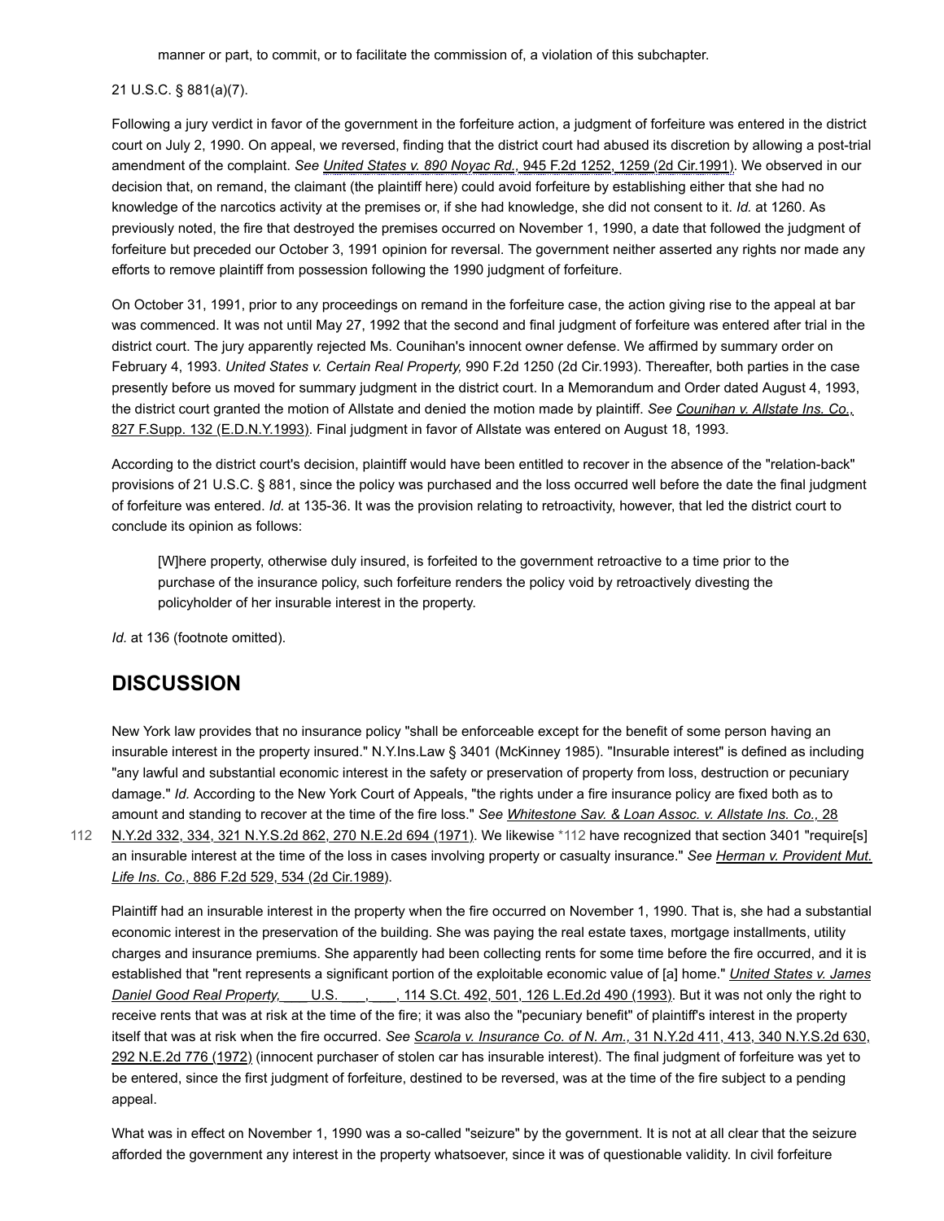manner or part, to commit, or to facilitate the commission of, a violation of this subchapter.

21 U.S.C. § 881(a)(7).

Following a jury verdict in favor of the government in the forfeiture action, a judgment of forfeiture was entered in the district court on July 2, 1990. On appeal, we reversed, finding that the district court had abused its discretion by allowing a post-trial amendment of the complaint. *See* *United States v. 890 Noyac Rd.*, 945 F.2d 1252, 1259 (2d Cir.1991). We observed in our decision that, on remand, the claimant (the plaintiff here) could avoid forfeiture by establishing either that she had no knowledge of the narcotics activity at the premises or, if she had knowledge, she did not consent to it. *Id.* at 1260. As previously noted, the fire that destroyed the premises occurred on November 1, 1990, a date that followed the judgment of forfeiture but preceded our October 3, 1991 opinion for reversal. The government neither asserted any rights nor made any efforts to remove plaintiff from possession following the 1990 judgment of forfeiture.

On October 31, 1991, prior to any proceedings on remand in the forfeiture case, the action giving rise to the appeal at bar was commenced. It was not until May 27, 1992 that the second and final judgment of forfeiture was entered after trial in the district court. The jury apparently rejected Ms. Counihan's innocent owner defense. We affirmed by summary order on February 4, 1993. *United States v. Certain Real Property,* 990 F.2d 1250 (2d Cir.1993). Thereafter, both parties in the case presently before us moved for summary judgment in the district court. In a Memorandum and Order dated August 4, 1993, the district court granted the motion of Allstate and denied the motion made by plaintiff. *See* *Counihan v. Allstate Ins. Co.*, 827 F.Supp. 132 (E.D.N.Y.1993). Final judgment in favor of Allstate was entered on August 18, 1993.

According to the district court's decision, plaintiff would have been entitled to recover in the absence of the "relation-back" provisions of 21 U.S.C. § 881, since the policy was purchased and the loss occurred well before the date the final judgment of forfeiture was entered. *Id.* at 135-36. It was the provision relating to retroactivity, however, that led the district court to conclude its opinion as follows:

> [W]here property, otherwise duly insured, is forfeited to the government retroactive to a time prior to the purchase of the insurance policy, such forfeiture renders the policy void by retroactively divesting the policyholder of her insurable interest in the property.

*Id.* at 136 (footnote omitted).

## DISCUSSION

New York law provides that no insurance policy "shall be enforceable except for the benefit of some person having an insurable interest in the property insured." N.Y.Ins.Law § 3401 (McKinney 1985). "Insurable interest" is defined as including "any lawful and substantial economic interest in the safety or preservation of property from loss, destruction or pecuniary damage." *Id.* According to the New York Court of Appeals, "the rights under a fire insurance policy are fixed both as to amount and standing to recover at the time of the fire loss." *See* *Whitestone Sav. & Loan Assoc. v. Allstate Ins. Co.,* 28 N.Y.2d 332, 334, 321 N.Y.S.2d 862, 270 N.E.2d 694 (1971). We likewise *112 have recognized that section 3401 "require[s] an insurable interest at the time of the loss in cases involving property or casualty insurance." *See* *Herman v. Provident Mut. Life Ins. Co.*, 886 F.2d 529, 534 (2d Cir.1989).

Plaintiff had an insurable interest in the property when the fire occurred on November 1, 1990. That is, she had a substantial economic interest in the preservation of the building. She was paying the real estate taxes, mortgage installments, utility charges and insurance premiums. She apparently had been collecting rents for some time before the fire occurred, and it is established that "rent represents a significant portion of the exploitable economic value of [a] home." *United States v. James Daniel Good Real Property,* ___ U.S. ___, ___, 114 S.Ct. 492, 501, 126 L.Ed.2d 490 (1993). But it was not only the right to receive rents that was at risk at the time of the fire; it was also the "pecuniary benefit" of plaintiff's interest in the property itself that was at risk when the fire occurred. *See* *Scarola v. Insurance Co. of N. Am.,* 31 N.Y.2d 411, 413, 340 N.Y.S.2d 630, 292 N.E.2d 776 (1972) (innocent purchaser of stolen car has insurable interest). The final judgment of forfeiture was yet to be entered, since the first judgment of forfeiture, destined to be reversed, was at the time of the fire subject to a pending appeal.

What was in effect on November 1, 1990 was a so-called "seizure" by the government. It is not at all clear that the seizure afforded the government any interest in the property whatsoever, since it was of questionable validity. In civil forfeiture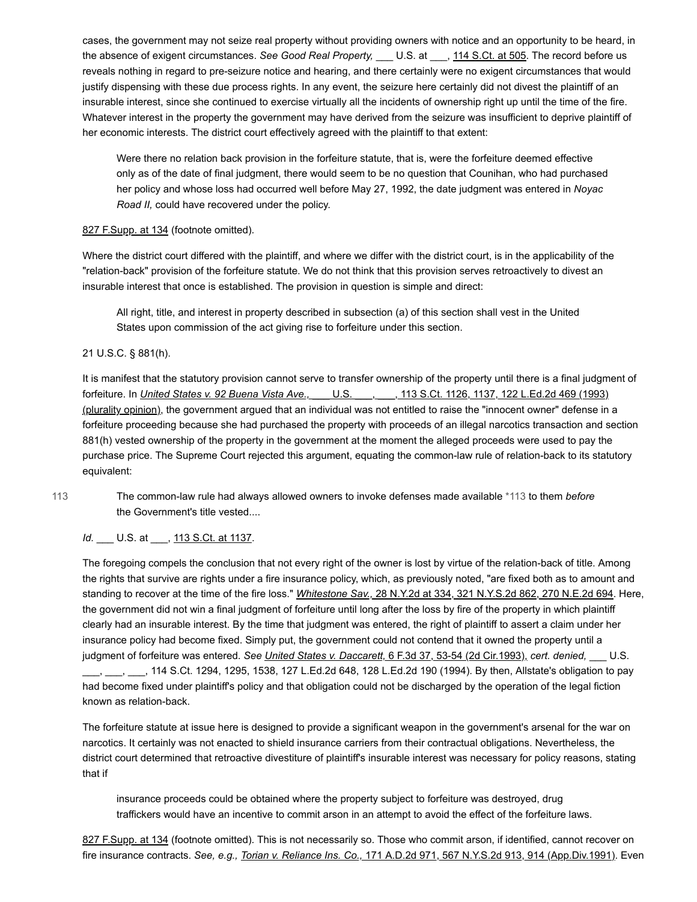cases, the government may not seize real property without providing owners with notice and an opportunity to be heard, in the absence of exigent circumstances. *See Good Real Property,* ___ U.S. at ___, 114 S.Ct. at 505. The record before us reveals nothing in regard to pre-seizure notice and hearing, and there certainly were no exigent circumstances that would justify dispensing with these due process rights. In any event, the seizure here certainly did not divest the plaintiff of an insurable interest, since she continued to exercise virtually all the incidents of ownership right up until the time of the fire. Whatever interest in the property the government may have derived from the seizure was insufficient to deprive plaintiff of her economic interests. The district court effectively agreed with the plaintiff to that extent:

> Were there no relation back provision in the forfeiture statute, that is, were the forfeiture deemed effective only as of the date of final judgment, there would seem to be no question that Counihan, who had purchased her policy and whose loss had occurred well before May 27, 1992, the date judgment was entered in *Noyac Road II,* could have recovered under the policy.

827 F.Supp. at 134 (footnote omitted).

Where the district court differed with the plaintiff, and where we differ with the district court, is in the applicability of the "relation-back" provision of the forfeiture statute. We do not think that this provision serves retroactively to divest an insurable interest that once is established. The provision in question is simple and direct:

> All right, title, and interest in property described in subsection (a) of this section shall vest in the United States upon commission of the act giving rise to forfeiture under this section.

21 U.S.C. § 881(h).

It is manifest that the statutory provision cannot serve to transfer ownership of the property until there is a final judgment of forfeiture. In *United States v. 92 Buena Vista Ave.,* ___ U.S. ___, ___, 113 S.Ct. 1126, 1137, 122 L.Ed.2d 469 (1993) (plurality opinion), the government argued that an individual was not entitled to raise the "innocent owner" defense in a forfeiture proceeding because she had purchased the property with proceeds of an illegal narcotics transaction and section 881(h) vested ownership of the property in the government at the moment the alleged proceeds were used to pay the purchase price. The Supreme Court rejected this argument, equating the common-law rule of relation-back to its statutory equivalent:

> The common-law rule had always allowed owners to invoke defenses made available *113 to them *before* the Government's title vested....

*Id.* ___ U.S. at ___, 113 S.Ct. at 1137.

The foregoing compels the conclusion that not every right of the owner is lost by virtue of the relation-back of title. Among the rights that survive are rights under a fire insurance policy, which, as previously noted, "are fixed both as to amount and standing to recover at the time of the fire loss." *Whitestone Sav.,* 28 N.Y.2d at 334, 321 N.Y.S.2d 862, 270 N.E.2d 694. Here, the government did not win a final judgment of forfeiture until long after the loss by fire of the property in which plaintiff clearly had an insurable interest. By the time that judgment was entered, the right of plaintiff to assert a claim under her insurance policy had become fixed. Simply put, the government could not contend that it owned the property until a judgment of forfeiture was entered. *See* United States v. Daccarett, 6 F.3d 37, 53-54 (2d Cir.1993), *cert. denied,* ___ U.S. ___, ___, ___, 114 S.Ct. 1294, 1295, 1538, 127 L.Ed.2d 648, 128 L.Ed.2d 190 (1994). By then, Allstate's obligation to pay had become fixed under plaintiff's policy and that obligation could not be discharged by the operation of the legal fiction known as relation-back.

The forfeiture statute at issue here is designed to provide a significant weapon in the government's arsenal for the war on narcotics. It certainly was not enacted to shield insurance carriers from their contractual obligations. Nevertheless, the district court determined that retroactive divestiture of plaintiff's insurable interest was necessary for policy reasons, stating that if

> insurance proceeds could be obtained where the property subject to forfeiture was destroyed, drug traffickers would have an incentive to commit arson in an attempt to avoid the effect of the forfeiture laws.

827 F.Supp. at 134 (footnote omitted). This is not necessarily so. Those who commit arson, if identified, cannot recover on fire insurance contracts. *See, e.g.,* Torian v. Reliance Ins. Co., 171 A.D.2d 971, 567 N.Y.S.2d 913, 914 (App.Div.1991). Even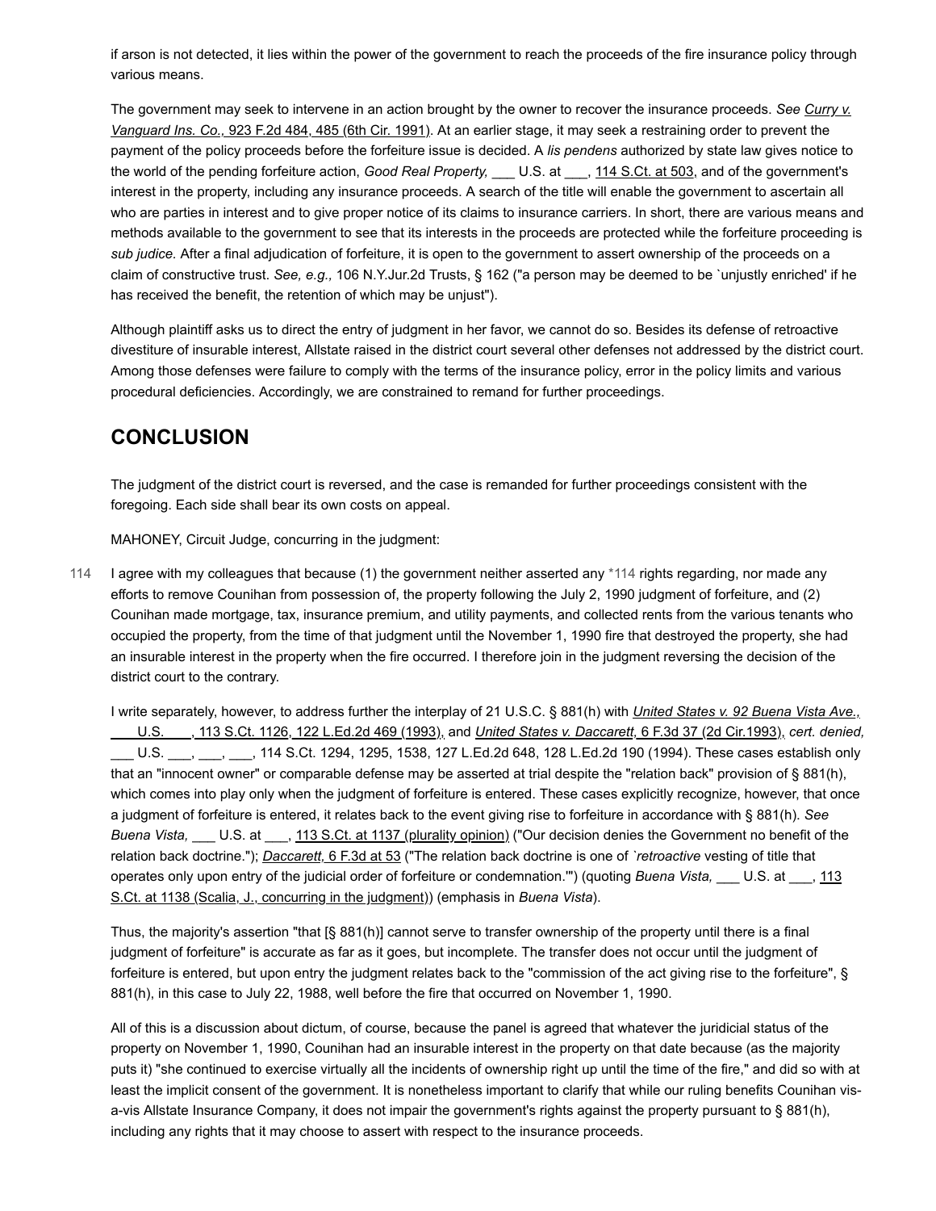if arson is not detected, it lies within the power of the government to reach the proceeds of the fire insurance policy through various means.

The government may seek to intervene in an action brought by the owner to recover the insurance proceeds. *See Curry v. Vanguard Ins. Co.,* 923 F.2d 484, 485 (6th Cir. 1991). At an earlier stage, it may seek a restraining order to prevent the payment of the policy proceeds before the forfeiture issue is decided. A *lis pendens* authorized by state law gives notice to the world of the pending forfeiture action, *Good Real Property,* ___ U.S. at ___, 114 S.Ct. at 503, and of the government's interest in the property, including any insurance proceeds. A search of the title will enable the government to ascertain all who are parties in interest and to give proper notice of its claims to insurance carriers. In short, there are various means and methods available to the government to see that its interests in the proceeds are protected while the forfeiture proceeding is *sub judice.* After a final adjudication of forfeiture, it is open to the government to assert ownership of the proceeds on a claim of constructive trust. *See, e.g.,* 106 N.Y.Jur.2d Trusts, § 162 ("a person may be deemed to be `unjustly enriched' if he has received the benefit, the retention of which may be unjust").

Although plaintiff asks us to direct the entry of judgment in her favor, we cannot do so. Besides its defense of retroactive divestiture of insurable interest, Allstate raised in the district court several other defenses not addressed by the district court. Among those defenses were failure to comply with the terms of the insurance policy, error in the policy limits and various procedural deficiencies. Accordingly, we are constrained to remand for further proceedings.

## CONCLUSION

The judgment of the district court is reversed, and the case is remanded for further proceedings consistent with the foregoing. Each side shall bear its own costs on appeal.

MAHONEY, Circuit Judge, concurring in the judgment:

I agree with my colleagues that because (1) the government neither asserted any *114 rights regarding, nor made any efforts to remove Counihan from possession of, the property following the July 2, 1990 judgment of forfeiture, and (2) Counihan made mortgage, tax, insurance premium, and utility payments, and collected rents from the various tenants who occupied the property, from the time of that judgment until the November 1, 1990 fire that destroyed the property, she had an insurable interest in the property when the fire occurred. I therefore join in the judgment reversing the decision of the district court to the contrary.

I write separately, however, to address further the interplay of 21 U.S.C. § 881(h) with *United States v. 92 Buena Vista Ave.,* ___ U.S. ___, 113 S.Ct. 1126, 122 L.Ed.2d 469 (1993), and *United States v. Daccarett,* 6 F.3d 37 (2d Cir.1993), *cert. denied,* ___ U.S. ___, ___, ___, 114 S.Ct. 1294, 1295, 1538, 127 L.Ed.2d 648, 128 L.Ed.2d 190 (1994). These cases establish only that an "innocent owner" or comparable defense may be asserted at trial despite the "relation back" provision of § 881(h), which comes into play only when the judgment of forfeiture is entered. These cases explicitly recognize, however, that once a judgment of forfeiture is entered, it relates back to the event giving rise to forfeiture in accordance with § 881(h). *See Buena Vista,* ___ U.S. at ___, 113 S.Ct. at 1137 (plurality opinion) ("Our decision denies the Government no benefit of the relation back doctrine."); *Daccarett,* 6 F.3d at 53 ("The relation back doctrine is one of *`retroactive* vesting of title that operates only upon entry of the judicial order of forfeiture or condemnation.'") (quoting *Buena Vista,* ___ U.S. at ___, 113 S.Ct. at 1138 (Scalia, J., concurring in the judgment)) (emphasis in *Buena Vista*).

Thus, the majority's assertion "that [§ 881(h)] cannot serve to transfer ownership of the property until there is a final judgment of forfeiture" is accurate as far as it goes, but incomplete. The transfer does not occur until the judgment of forfeiture is entered, but upon entry the judgment relates back to the "commission of the act giving rise to the forfeiture", § 881(h), in this case to July 22, 1988, well before the fire that occurred on November 1, 1990.

All of this is a discussion about dictum, of course, because the panel is agreed that whatever the juridicial status of the property on November 1, 1990, Counihan had an insurable interest in the property on that date because (as the majority puts it) "she continued to exercise virtually all the incidents of ownership right up until the time of the fire," and did so with at least the implicit consent of the government. It is nonetheless important to clarify that while our ruling benefits Counihan vis-a-vis Allstate Insurance Company, it does not impair the government's rights against the property pursuant to § 881(h), including any rights that it may choose to assert with respect to the insurance proceeds.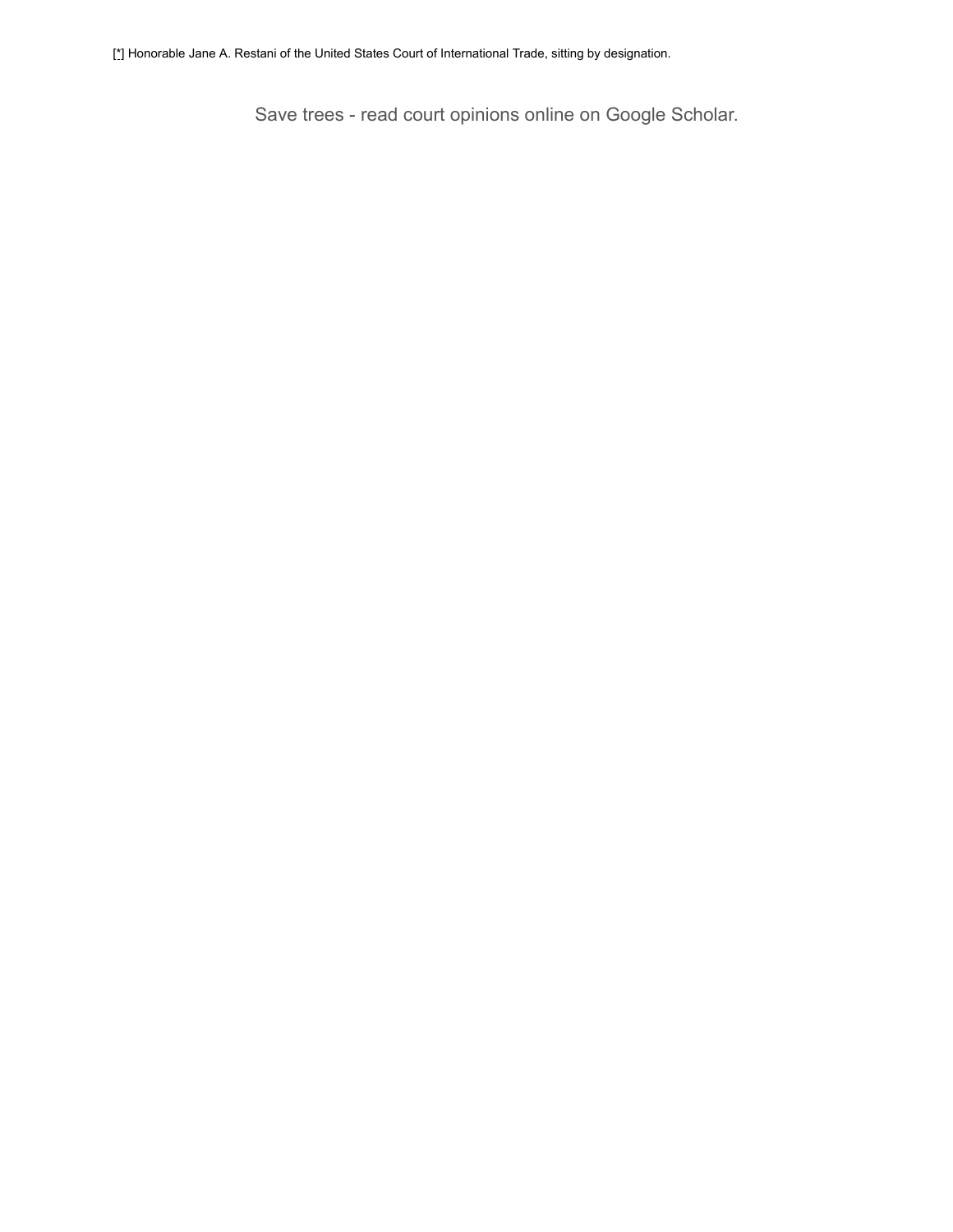[*] Honorable Jane A. Restani of the United States Court of International Trade, sitting by designation.

Save trees - read court opinions online on Google Scholar.